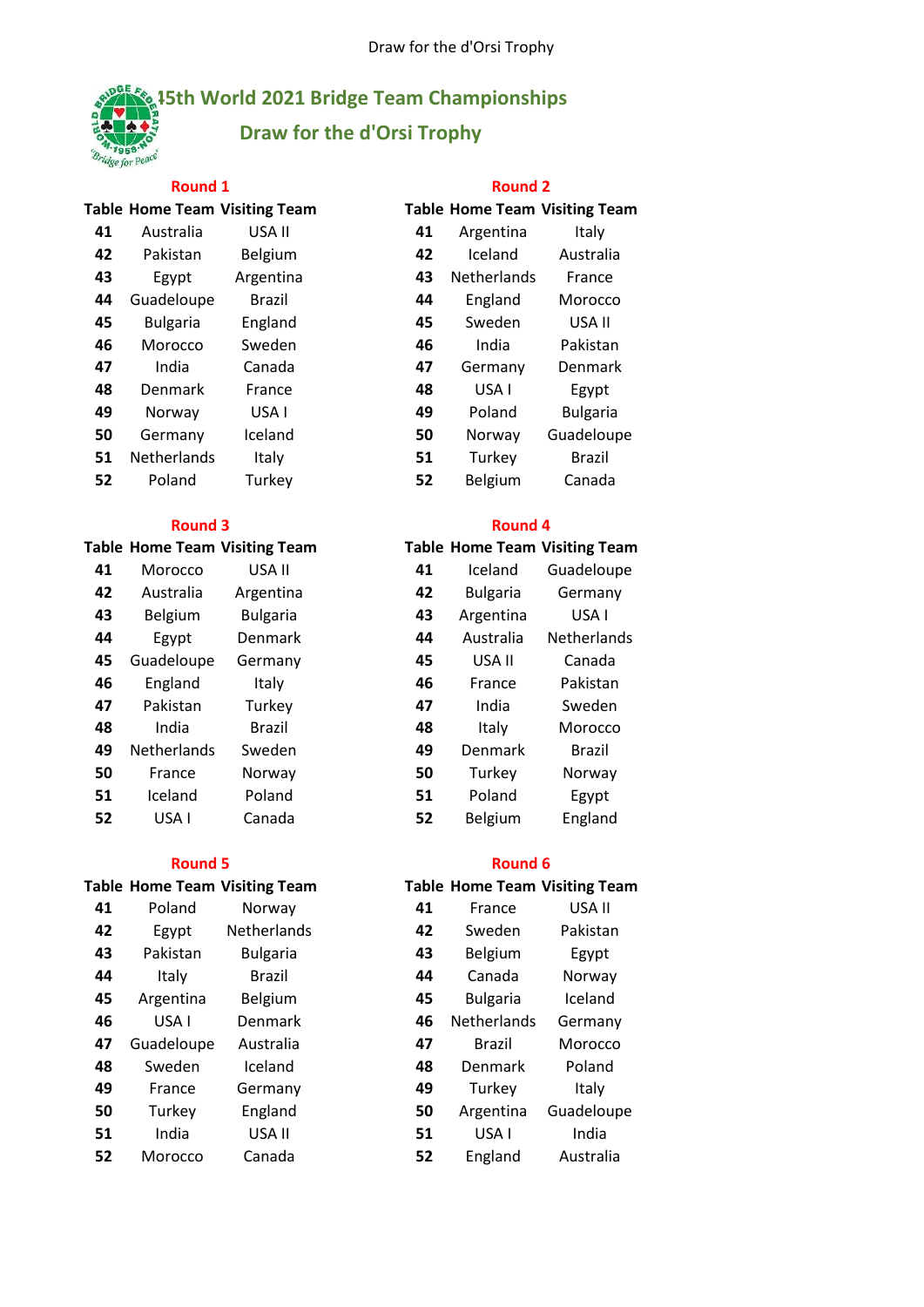# 45th World 2021 Bridge Team Championships

## Draw for the d'Orsi Trophy

### Round 1

| Table | Home Team | Visiting Team |
|---|---|---|
| 41 | Australia | USA II |
| 42 | Pakistan | Belgium |
| 43 | Egypt | Argentina |
| 44 | Guadeloupe | Brazil |
| 45 | Bulgaria | England |
| 46 | Morocco | Sweden |
| 47 | India | Canada |
| 48 | Denmark | France |
| 49 | Norway | USA I |
| 50 | Germany | Iceland |
| 51 | Netherlands | Italy |
| 52 | Poland | Turkey |

### Round 2

| Table | Home Team | Visiting Team |
|---|---|---|
| 41 | Argentina | Italy |
| 42 | Iceland | Australia |
| 43 | Netherlands | France |
| 44 | England | Morocco |
| 45 | Sweden | USA II |
| 46 | India | Pakistan |
| 47 | Germany | Denmark |
| 48 | USA I | Egypt |
| 49 | Poland | Bulgaria |
| 50 | Norway | Guadeloupe |
| 51 | Turkey | Brazil |
| 52 | Belgium | Canada |

### Round 3

| Table | Home Team | Visiting Team |
|---|---|---|
| 41 | Morocco | USA II |
| 42 | Australia | Argentina |
| 43 | Belgium | Bulgaria |
| 44 | Egypt | Denmark |
| 45 | Guadeloupe | Germany |
| 46 | England | Italy |
| 47 | Pakistan | Turkey |
| 48 | India | Brazil |
| 49 | Netherlands | Sweden |
| 50 | France | Norway |
| 51 | Iceland | Poland |
| 52 | USA I | Canada |

### Round 4

| Table | Home Team | Visiting Team |
|---|---|---|
| 41 | Iceland | Guadeloupe |
| 42 | Bulgaria | Germany |
| 43 | Argentina | USA I |
| 44 | Australia | Netherlands |
| 45 | USA II | Canada |
| 46 | France | Pakistan |
| 47 | India | Sweden |
| 48 | Italy | Morocco |
| 49 | Denmark | Brazil |
| 50 | Turkey | Norway |
| 51 | Poland | Egypt |
| 52 | Belgium | England |

### Round 5

| Table | Home Team | Visiting Team |
|---|---|---|
| 41 | Poland | Norway |
| 42 | Egypt | Netherlands |
| 43 | Pakistan | Bulgaria |
| 44 | Italy | Brazil |
| 45 | Argentina | Belgium |
| 46 | USA I | Denmark |
| 47 | Guadeloupe | Australia |
| 48 | Sweden | Iceland |
| 49 | France | Germany |
| 50 | Turkey | England |
| 51 | India | USA II |
| 52 | Morocco | Canada |

### Round 6

| Table | Home Team | Visiting Team |
|---|---|---|
| 41 | France | USA II |
| 42 | Sweden | Pakistan |
| 43 | Belgium | Egypt |
| 44 | Canada | Norway |
| 45 | Bulgaria | Iceland |
| 46 | Netherlands | Germany |
| 47 | Brazil | Morocco |
| 48 | Denmark | Poland |
| 49 | Turkey | Italy |
| 50 | Argentina | Guadeloupe |
| 51 | USA I | India |
| 52 | England | Australia |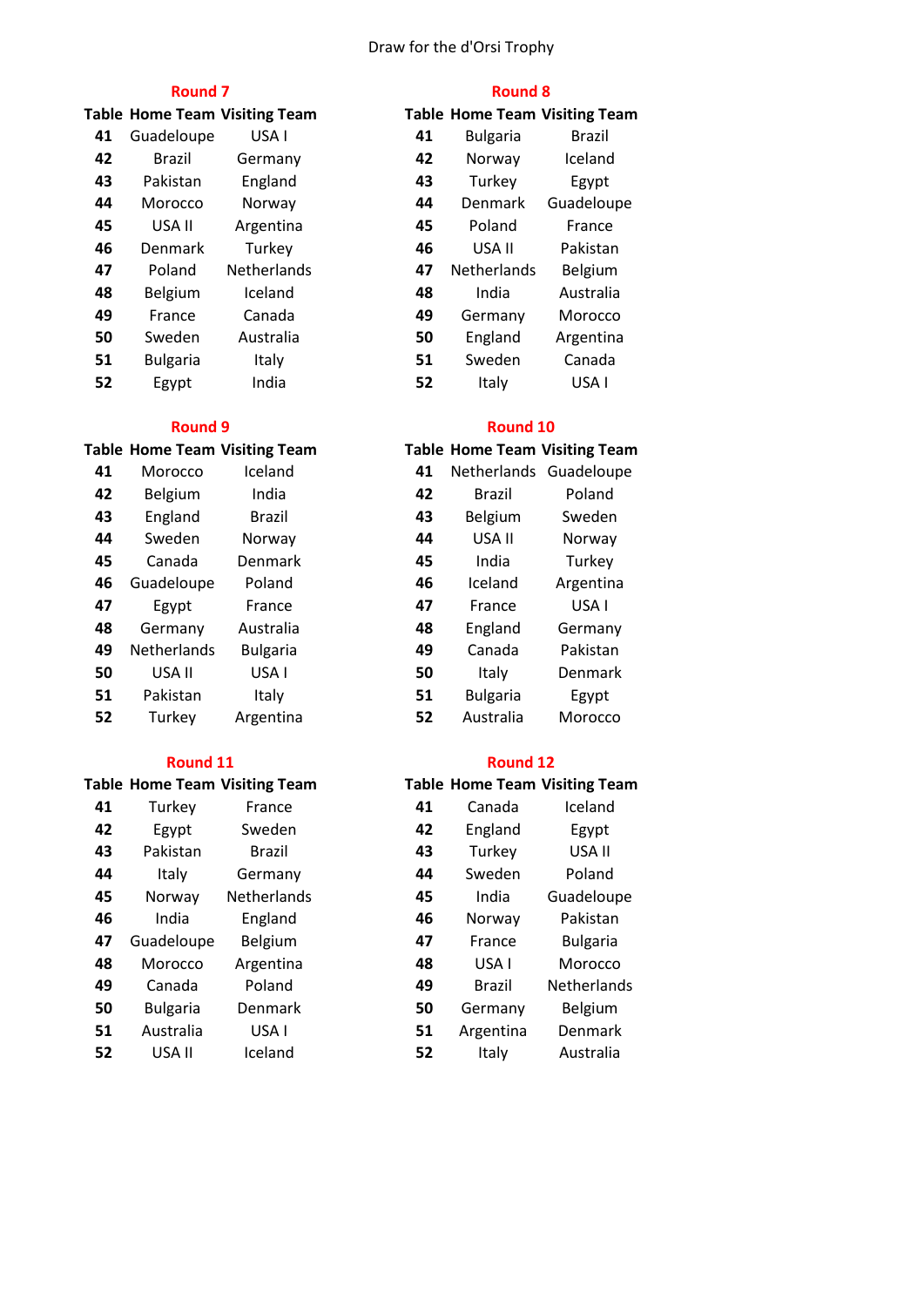Draw for the d'Orsi Trophy

## Round 7

| Table | Home Team | Visiting Team |
|---|---|---|
| 41 | Guadeloupe | USA I |
| 42 | Brazil | Germany |
| 43 | Pakistan | England |
| 44 | Morocco | Norway |
| 45 | USA II | Argentina |
| 46 | Denmark | Turkey |
| 47 | Poland | Netherlands |
| 48 | Belgium | Iceland |
| 49 | France | Canada |
| 50 | Sweden | Australia |
| 51 | Bulgaria | Italy |
| 52 | Egypt | India |

## Round 8

| Table | Home Team | Visiting Team |
|---|---|---|
| 41 | Bulgaria | Brazil |
| 42 | Norway | Iceland |
| 43 | Turkey | Egypt |
| 44 | Denmark | Guadeloupe |
| 45 | Poland | France |
| 46 | USA II | Pakistan |
| 47 | Netherlands | Belgium |
| 48 | India | Australia |
| 49 | Germany | Morocco |
| 50 | England | Argentina |
| 51 | Sweden | Canada |
| 52 | Italy | USA I |

## Round 9

| Table | Home Team | Visiting Team |
|---|---|---|
| 41 | Morocco | Iceland |
| 42 | Belgium | India |
| 43 | England | Brazil |
| 44 | Sweden | Norway |
| 45 | Canada | Denmark |
| 46 | Guadeloupe | Poland |
| 47 | Egypt | France |
| 48 | Germany | Australia |
| 49 | Netherlands | Bulgaria |
| 50 | USA II | USA I |
| 51 | Pakistan | Italy |
| 52 | Turkey | Argentina |

## Round 10

| Table | Home Team | Visiting Team |
|---|---|---|
| 41 | Netherlands | Guadeloupe |
| 42 | Brazil | Poland |
| 43 | Belgium | Sweden |
| 44 | USA II | Norway |
| 45 | India | Turkey |
| 46 | Iceland | Argentina |
| 47 | France | USA I |
| 48 | England | Germany |
| 49 | Canada | Pakistan |
| 50 | Italy | Denmark |
| 51 | Bulgaria | Egypt |
| 52 | Australia | Morocco |

## Round 11

| Table | Home Team | Visiting Team |
|---|---|---|
| 41 | Turkey | France |
| 42 | Egypt | Sweden |
| 43 | Pakistan | Brazil |
| 44 | Italy | Germany |
| 45 | Norway | Netherlands |
| 46 | India | England |
| 47 | Guadeloupe | Belgium |
| 48 | Morocco | Argentina |
| 49 | Canada | Poland |
| 50 | Bulgaria | Denmark |
| 51 | Australia | USA I |
| 52 | USA II | Iceland |

## Round 12

| Table | Home Team | Visiting Team |
|---|---|---|
| 41 | Canada | Iceland |
| 42 | England | Egypt |
| 43 | Turkey | USA II |
| 44 | Sweden | Poland |
| 45 | India | Guadeloupe |
| 46 | Norway | Pakistan |
| 47 | France | Bulgaria |
| 48 | USA I | Morocco |
| 49 | Brazil | Netherlands |
| 50 | Germany | Belgium |
| 51 | Argentina | Denmark |
| 52 | Italy | Australia |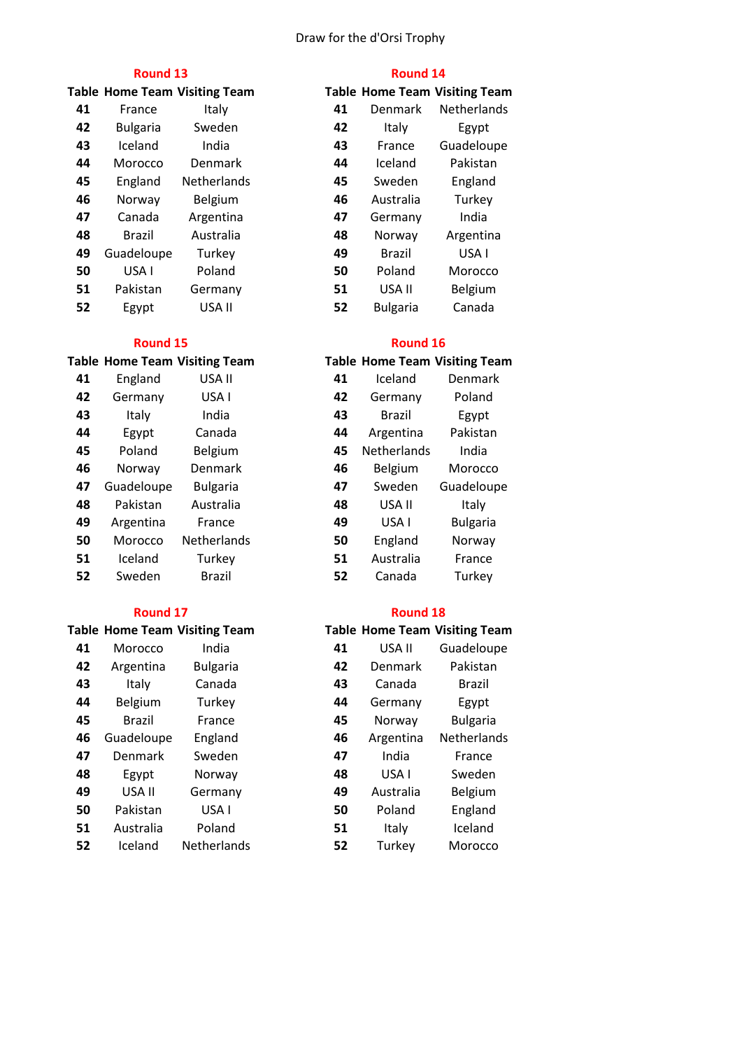Draw for the d'Orsi Trophy

## Round 13

| Table | Home Team | Visiting Team |
|---|---|---|
| 41 | France | Italy |
| 42 | Bulgaria | Sweden |
| 43 | Iceland | India |
| 44 | Morocco | Denmark |
| 45 | England | Netherlands |
| 46 | Norway | Belgium |
| 47 | Canada | Argentina |
| 48 | Brazil | Australia |
| 49 | Guadeloupe | Turkey |
| 50 | USA I | Poland |
| 51 | Pakistan | Germany |
| 52 | Egypt | USA II |

## Round 14

| Table | Home Team | Visiting Team |
|---|---|---|
| 41 | Denmark | Netherlands |
| 42 | Italy | Egypt |
| 43 | France | Guadeloupe |
| 44 | Iceland | Pakistan |
| 45 | Sweden | England |
| 46 | Australia | Turkey |
| 47 | Germany | India |
| 48 | Norway | Argentina |
| 49 | Brazil | USA I |
| 50 | Poland | Morocco |
| 51 | USA II | Belgium |
| 52 | Bulgaria | Canada |

## Round 15

| Table | Home Team | Visiting Team |
|---|---|---|
| 41 | England | USA II |
| 42 | Germany | USA I |
| 43 | Italy | India |
| 44 | Egypt | Canada |
| 45 | Poland | Belgium |
| 46 | Norway | Denmark |
| 47 | Guadeloupe | Bulgaria |
| 48 | Pakistan | Australia |
| 49 | Argentina | France |
| 50 | Morocco | Netherlands |
| 51 | Iceland | Turkey |
| 52 | Sweden | Brazil |

## Round 16

| Table | Home Team | Visiting Team |
|---|---|---|
| 41 | Iceland | Denmark |
| 42 | Germany | Poland |
| 43 | Brazil | Egypt |
| 44 | Argentina | Pakistan |
| 45 | Netherlands | India |
| 46 | Belgium | Morocco |
| 47 | Sweden | Guadeloupe |
| 48 | USA II | Italy |
| 49 | USA I | Bulgaria |
| 50 | England | Norway |
| 51 | Australia | France |
| 52 | Canada | Turkey |

## Round 17

| Table | Home Team | Visiting Team |
|---|---|---|
| 41 | Morocco | India |
| 42 | Argentina | Bulgaria |
| 43 | Italy | Canada |
| 44 | Belgium | Turkey |
| 45 | Brazil | France |
| 46 | Guadeloupe | England |
| 47 | Denmark | Sweden |
| 48 | Egypt | Norway |
| 49 | USA II | Germany |
| 50 | Pakistan | USA I |
| 51 | Australia | Poland |
| 52 | Iceland | Netherlands |

## Round 18

| Table | Home Team | Visiting Team |
|---|---|---|
| 41 | USA II | Guadeloupe |
| 42 | Denmark | Pakistan |
| 43 | Canada | Brazil |
| 44 | Germany | Egypt |
| 45 | Norway | Bulgaria |
| 46 | Argentina | Netherlands |
| 47 | India | France |
| 48 | USA I | Sweden |
| 49 | Australia | Belgium |
| 50 | Poland | England |
| 51 | Italy | Iceland |
| 52 | Turkey | Morocco |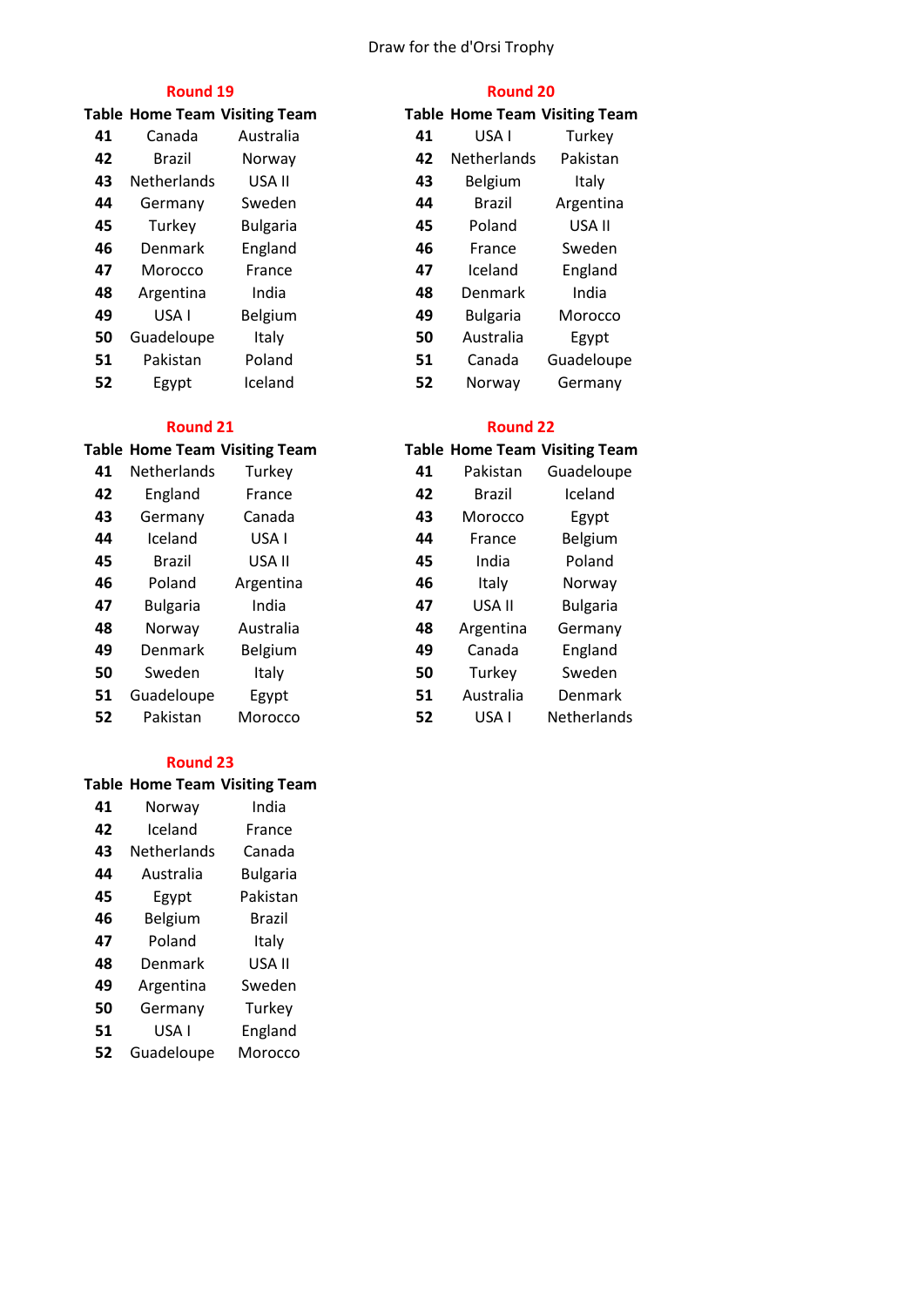Draw for the d'Orsi Trophy

### Round 19

| Table | Home Team | Visiting Team |
|---|---|---|
| 41 | Canada | Australia |
| 42 | Brazil | Norway |
| 43 | Netherlands | USA II |
| 44 | Germany | Sweden |
| 45 | Turkey | Bulgaria |
| 46 | Denmark | England |
| 47 | Morocco | France |
| 48 | Argentina | India |
| 49 | USA I | Belgium |
| 50 | Guadeloupe | Italy |
| 51 | Pakistan | Poland |
| 52 | Egypt | Iceland |

### Round 20

| Table | Home Team | Visiting Team |
|---|---|---|
| 41 | USA I | Turkey |
| 42 | Netherlands | Pakistan |
| 43 | Belgium | Italy |
| 44 | Brazil | Argentina |
| 45 | Poland | USA II |
| 46 | France | Sweden |
| 47 | Iceland | England |
| 48 | Denmark | India |
| 49 | Bulgaria | Morocco |
| 50 | Australia | Egypt |
| 51 | Canada | Guadeloupe |
| 52 | Norway | Germany |

### Round 21

| Table | Home Team | Visiting Team |
|---|---|---|
| 41 | Netherlands | Turkey |
| 42 | England | France |
| 43 | Germany | Canada |
| 44 | Iceland | USA I |
| 45 | Brazil | USA II |
| 46 | Poland | Argentina |
| 47 | Bulgaria | India |
| 48 | Norway | Australia |
| 49 | Denmark | Belgium |
| 50 | Sweden | Italy |
| 51 | Guadeloupe | Egypt |
| 52 | Pakistan | Morocco |

### Round 22

| Table | Home Team | Visiting Team |
|---|---|---|
| 41 | Pakistan | Guadeloupe |
| 42 | Brazil | Iceland |
| 43 | Morocco | Egypt |
| 44 | France | Belgium |
| 45 | India | Poland |
| 46 | Italy | Norway |
| 47 | USA II | Bulgaria |
| 48 | Argentina | Germany |
| 49 | Canada | England |
| 50 | Turkey | Sweden |
| 51 | Australia | Denmark |
| 52 | USA I | Netherlands |

### Round 23

| Table | Home Team | Visiting Team |
|---|---|---|
| 41 | Norway | India |
| 42 | Iceland | France |
| 43 | Netherlands | Canada |
| 44 | Australia | Bulgaria |
| 45 | Egypt | Pakistan |
| 46 | Belgium | Brazil |
| 47 | Poland | Italy |
| 48 | Denmark | USA II |
| 49 | Argentina | Sweden |
| 50 | Germany | Turkey |
| 51 | USA I | England |
| 52 | Guadeloupe | Morocco |